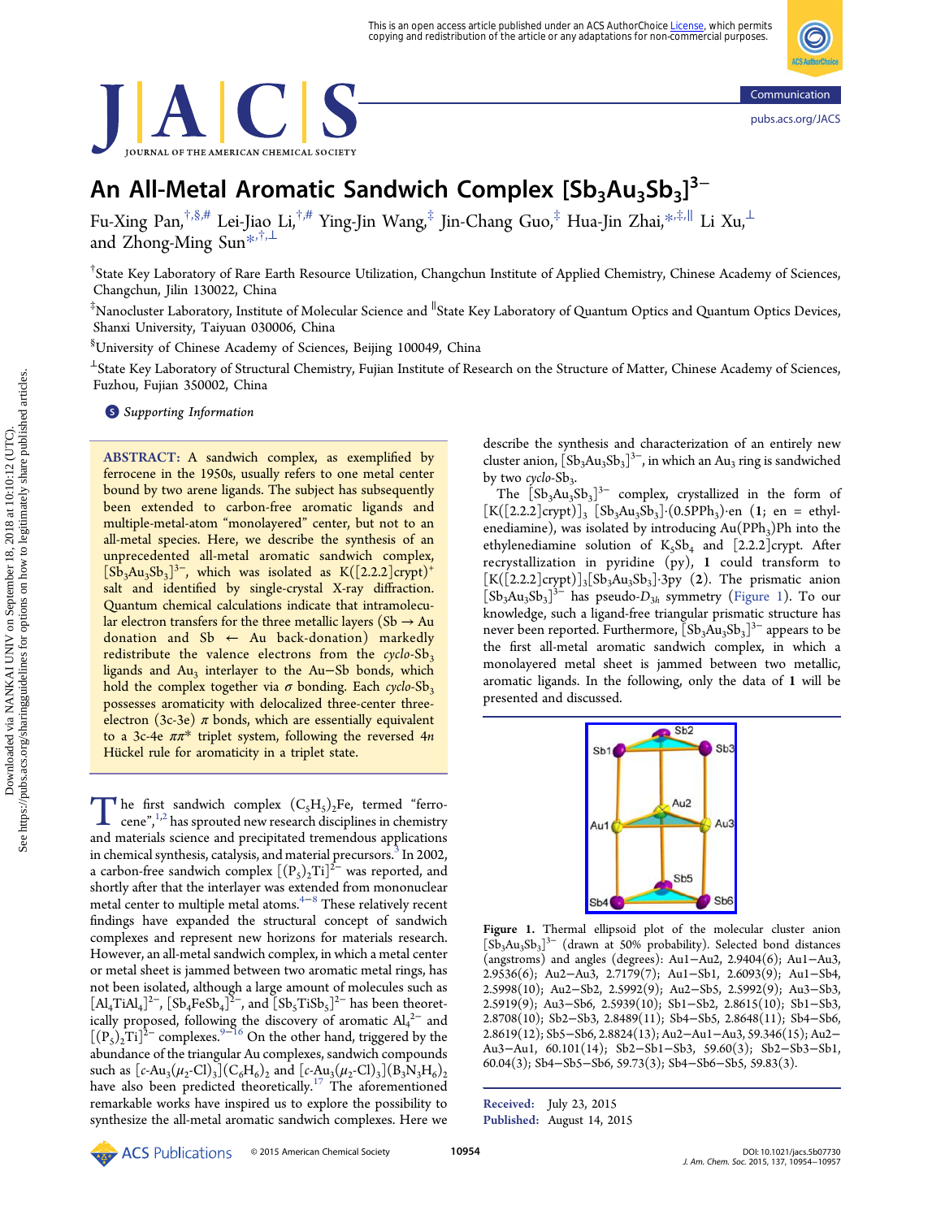# An All-Metal Aromatic Sandwich Complex $[Sb_3Au_3Sb_3]^{3-}$

Fu-Xing Pan,[†,§,#] Lei-Jiao Li,[†,#] Ying-Jin Wang,[‡] Jin-Chang Guo,[‡] Hua-Jin Zhai,*[,‡,∥] Li Xu,[⊥] and Zhong-Ming Sun*[,†,⊥]

[†]State Key Laboratory of Rare Earth Resource Utilization, Changchun Institute of Applied Chemistry, Chinese Academy of Sciences, Changchun, Jilin 130022, China

[‡]Nanocluster Laboratory, Institute of Molecular Science and [∥]State Key Laboratory of Quantum Optics and Quantum Optics Devices, Shanxi University, Taiyuan 030006, China

[§]University of Chinese Academy of Sciences, Beijing 100049, China

[⊥]State Key Laboratory of Structural Chemistry, Fujian Institute of Research on the Structure of Matter, Chinese Academy of Sciences, Fuzhou, Fujian 350002, China

Supporting Information

**ABSTRACT:** A sandwich complex, as exemplified by ferrocene in the 1950s, usually refers to one metal center bound by two arene ligands. The subject has subsequently been extended to carbon-free aromatic ligands and multiple-metal-atom "monolayered" center, but not to an all-metal species. Here, we describe the synthesis of an unprecedented all-metal aromatic sandwich complex, $[Sb_3Au_3Sb_3]^{3-}$, which was isolated as $K([2.2.2]crypt)^+$ salt and identified by single-crystal X-ray diffraction. Quantum chemical calculations indicate that intramolecular electron transfers for the three metallic layers (Sb → Au donation and Sb ← Au back-donation) markedly redistribute the valence electrons from the *cyclo*-$Sb_3$ ligands and $Au_3$ interlayer to the Au−Sb bonds, which hold the complex together via σ bonding. Each *cyclo*-$Sb_3$ possesses aromaticity with delocalized three-center three-electron (3c-3e) π bonds, which are essentially equivalent to a 3c-4e ππ* triplet system, following the reversed 4*n* Hückel rule for aromaticity in a triplet state.

The first sandwich complex $(C_5H_5)_2Fe$, termed "ferrocene",[1,2] has sprouted new research disciplines in chemistry and materials science and precipitated tremendous applications in chemical synthesis, catalysis, and material precursors.[3] In 2002, a carbon-free sandwich complex $[(P_5)_2Ti]^{2-}$ was reported, and shortly after that the interlayer was extended from mononuclear metal center to multiple metal atoms.[4−8] These relatively recent findings have expanded the structural concept of sandwich complexes and represent new horizons for materials research. However, an all-metal sandwich complex, in which a metal center or metal sheet is jammed between two aromatic metal rings, has not been isolated, although a large amount of molecules such as $[Al_4TiAl_4]^{2-}$, $[Sb_4FeSb_4]^{2-}$, and $[Sb_5TiSb_5]^{2-}$ has been theoretically proposed, following the discovery of aromatic $Al_4^{2-}$ and $[(P_5)_2Ti]^{2-}$ complexes.[9−16] On the other hand, triggered by the abundance of the triangular Au complexes, sandwich compounds such as $[c\text{-}Au_3(\mu_2\text{-}Cl)_3](C_6H_6)_2$ and $[c\text{-}Au_3(\mu_2\text{-}Cl)_3](B_3N_3H_6)_2$ have also been predicted theoretically.[17] The aforementioned remarkable works have inspired us to explore the possibility to synthesize the all-metal aromatic sandwich complexes. Here we describe the synthesis and characterization of an entirely new cluster anion, $[Sb_3Au_3Sb_3]^{3-}$, in which an $Au_3$ ring is sandwiched by two *cyclo*-$Sb_3$.

The $[Sb_3Au_3Sb_3]^{3-}$ complex, crystallized in the form of $[K([2.2.2]crypt)]_3\ [Sb_3Au_3Sb_3]\cdot(0.5PPh_3)\cdot en$ (**1**; en = ethylenediamine), was isolated by introducing $Au(PPh_3)Ph$ into the ethylenediamine solution of $K_5Sb_4$ and [2.2.2]crypt. After recrystallization in pyridine (py), **1** could transform to $[K([2.2.2]crypt)]_3[Sb_3Au_3Sb_3]\cdot 3py$ (**2**). The prismatic anion $[Sb_3Au_3Sb_3]^{3-}$ has pseudo-$D_{3h}$ symmetry (Figure 1). To our knowledge, such a ligand-free triangular prismatic structure has never been reported. Furthermore, $[Sb_3Au_3Sb_3]^{3-}$ appears to be the first all-metal aromatic sandwich complex, in which a monolayered metal sheet is jammed between two metallic, aromatic ligands. In the following, only the data of **1** will be presented and discussed.

**Figure 1.** Thermal ellipsoid plot of the molecular cluster anion $[Sb_3Au_3Sb_3]^{3-}$ (drawn at 50% probability). Selected bond distances (angstroms) and angles (degrees): Au1−Au2, 2.9404(6); Au1−Au3, 2.9536(6); Au2−Au3, 2.7179(7); Au1−Sb1, 2.6093(9); Au1−Sb4, 2.5998(10); Au2−Sb2, 2.5992(9); Au2−Sb5, 2.5992(9); Au3−Sb3, 2.5919(9); Au3−Sb6, 2.5939(10); Sb1−Sb2, 2.8615(10); Sb1−Sb3, 2.8708(10); Sb2−Sb3, 2.8489(11); Sb4−Sb5, 2.8648(11); Sb4−Sb6, 2.8619(12); Sb5−Sb6, 2.8824(13); Au2−Au1−Au3, 59.346(15); Au2−Au3−Au1, 60.101(14); Sb2−Sb1−Sb3, 59.60(3); Sb2−Sb3−Sb1, 60.04(3); Sb4−Sb5−Sb6, 59.73(3); Sb4−Sb6−Sb5, 59.83(3).

Received: July 23, 2015
Published: August 14, 2015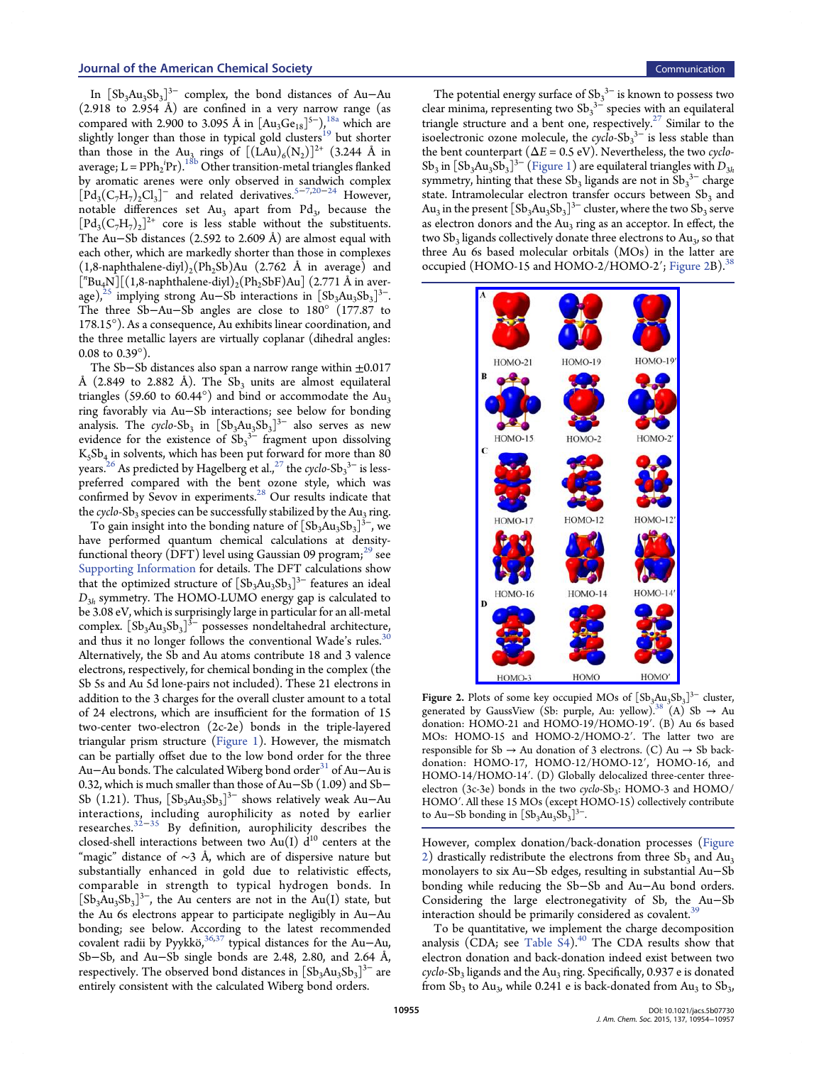In $[Sb_3Au_3Sb_3]^{3-}$ complex, the bond distances of Au−Au (2.918 to 2.954 Å) are confined in a very narrow range (as compared with 2.900 to 3.095 Å in $[Au_3Ge_{18}]^{5-}$),[18a] which are slightly longer than those in typical gold clusters[19] but shorter than those in the $Au_3$ rings of $[(LAu)_6(N_2)]^{2+}$ (3.244 Å in average; L = $PPh_2{}^iPr$).[18b] Other transition-metal triangles flanked by aromatic arenes were only observed in sandwich complex $[Pd_3(C_7H_7)_2Cl_3]^-$ and related derivatives.[5−7,20−24] However, notable differences set $Au_3$ apart from $Pd_3$, because the $[Pd_3(C_7H_7)_2]^{2+}$ core is less stable without the substituents. The Au−Sb distances (2.592 to 2.609 Å) are almost equal with each other, which are markedly shorter than those in complexes $(1,8\text{-naphthalene-diyl})_2(Ph_2Sb)Au$ (2.762 Å in average) and $[^nBu_4N][(1,8\text{-naphthalene-diyl})_2(Ph_2SbF)Au]$ (2.771 Å in average),[25] implying strong Au−Sb interactions in $[Sb_3Au_3Sb_3]^{3-}$. The three Sb−Au−Sb angles are close to 180° (177.87 to 178.15°). As a consequence, Au exhibits linear coordination, and the three metallic layers are virtually coplanar (dihedral angles: 0.08 to 0.39°).

The Sb−Sb distances also span a narrow range within ±0.017 Å (2.849 to 2.882 Å). The $Sb_3$ units are almost equilateral triangles (59.60 to 60.44°) and bind or accommodate the $Au_3$ ring favorably via Au−Sb interactions; see below for bonding analysis. The *cyclo*-$Sb_3$ in $[Sb_3Au_3Sb_3]^{3-}$ also serves as new evidence for the existence of $Sb_3{}^{3-}$ fragment upon dissolving $K_5Sb_4$ in solvents, which has been put forward for more than 80 years.[26] As predicted by Hagelberg et al.,[27] the *cyclo*-$Sb_3{}^{3-}$ is less-preferred compared with the bent ozone style, which was confirmed by Sevov in experiments.[28] Our results indicate that the *cyclo*-$Sb_3$ species can be successfully stabilized by the $Au_3$ ring.

To gain insight into the bonding nature of $[Sb_3Au_3Sb_3]^{3-}$, we have performed quantum chemical calculations at density-functional theory (DFT) level using Gaussian 09 program;[29] see Supporting Information for details. The DFT calculations show that the optimized structure of $[Sb_3Au_3Sb_3]^{3-}$ features an ideal $D_{3h}$ symmetry. The HOMO-LUMO energy gap is calculated to be 3.08 eV, which is surprisingly large in particular for an all-metal complex. $[Sb_3Au_3Sb_3]^{3-}$ possesses nondeltahedral architecture, and thus it no longer follows the conventional Wade's rules.[30] Alternatively, the Sb and Au atoms contribute 18 and 3 valence electrons, respectively, for chemical bonding in the complex (the Sb 5s and Au 5d lone-pairs not included). These 21 electrons in addition to the 3 charges for the overall cluster amount to a total of 24 electrons, which are insufficient for the formation of 15 two-center two-electron (2c-2e) bonds in the triple-layered triangular prism structure (Figure 1). However, the mismatch can be partially offset due to the low bond order for the three Au−Au bonds. The calculated Wiberg bond order[31] of Au−Au is 0.32, which is much smaller than those of Au−Sb (1.09) and Sb−Sb (1.21). Thus, $[Sb_3Au_3Sb_3]^{3-}$ shows relatively weak Au−Au interactions, including aurophilicity as noted by earlier researches.[32−35] By definition, aurophilicity describes the closed-shell interactions between two Au(I) $d^{10}$ centers at the "magic" distance of ~3 Å, which are of dispersive nature but substantially enhanced in gold due to relativistic effects, comparable in strength to typical hydrogen bonds. In $[Sb_3Au_3Sb_3]^{3-}$, the Au centers are not in the Au(I) state, but the Au 6s electrons appear to participate negligibly in Au−Au bonding; see below. According to the latest recommended covalent radii by Pyykkö,[36,37] typical distances for the Au−Au, Sb−Sb, and Au−Sb single bonds are 2.48, 2.80, and 2.64 Å, respectively. The observed bond distances in $[Sb_3Au_3Sb_3]^{3-}$ are entirely consistent with the calculated Wiberg bond orders.

The potential energy surface of $Sb_3{}^{3-}$ is known to possess two clear minima, representing two $Sb_3{}^{3-}$ species with an equilateral triangle structure and a bent one, respectively.[27] Similar to the isoelectronic ozone molecule, the *cyclo*-$Sb_3{}^{3-}$ is less stable than the bent counterpart ($\Delta E$ = 0.5 eV). Nevertheless, the two *cyclo*-$Sb_3$ in $[Sb_3Au_3Sb_3]^{3-}$ (Figure 1) are equilateral triangles with $D_{3h}$ symmetry, hinting that these $Sb_3$ ligands are not in $Sb_3{}^{3-}$ charge state. Intramolecular electron transfer occurs between $Sb_3$ and $Au_3$ in the present $[Sb_3Au_3Sb_3]^{3-}$ cluster, where the two $Sb_3$ serve as electron donors and the $Au_3$ ring as an acceptor. In effect, the two $Sb_3$ ligands collectively donate three electrons to $Au_3$, so that three Au 6s based molecular orbitals (MOs) in the latter are occupied (HOMO-15 and HOMO-2/HOMO-2′; Figure 2B).[38]

**Figure 2.** Plots of some key occupied MOs of $[Sb_3Au_3Sb_3]^{3-}$ cluster, generated by GaussView (Sb: purple, Au: yellow).[38] (A) Sb → Au donation: HOMO-21 and HOMO-19/HOMO-19′. (B) Au 6s based MOs: HOMO-15 and HOMO-2/HOMO-2′. The latter two are responsible for Sb → Au donation of 3 electrons. (C) Au → Sb back-donation: HOMO-17, HOMO-12/HOMO-12′, HOMO-16, and HOMO-14/HOMO-14′. (D) Globally delocalized three-center three-electron (3c-3e) bonds in the two *cyclo*-$Sb_3$: HOMO-3 and HOMO/HOMO′. All these 15 MOs (except HOMO-15) collectively contribute to Au−Sb bonding in $[Sb_3Au_3Sb_3]^{3-}$.

However, complex donation/back-donation processes (Figure 2) drastically redistribute the electrons from three $Sb_3$ and $Au_3$ monolayers to six Au−Sb edges, resulting in substantial Au−Sb bonding while reducing the Sb−Sb and Au−Au bond orders. Considering the large electronegativity of Sb, the Au−Sb interaction should be primarily considered as covalent.[39]

To be quantitative, we implement the charge decomposition analysis (CDA; see Table S4).[40] The CDA results show that electron donation and back-donation indeed exist between two *cyclo*-$Sb_3$ ligands and the $Au_3$ ring. Specifically, 0.937 e is donated from $Sb_3$ to $Au_3$, while 0.241 e is back-donated from $Au_3$ to $Sb_3$,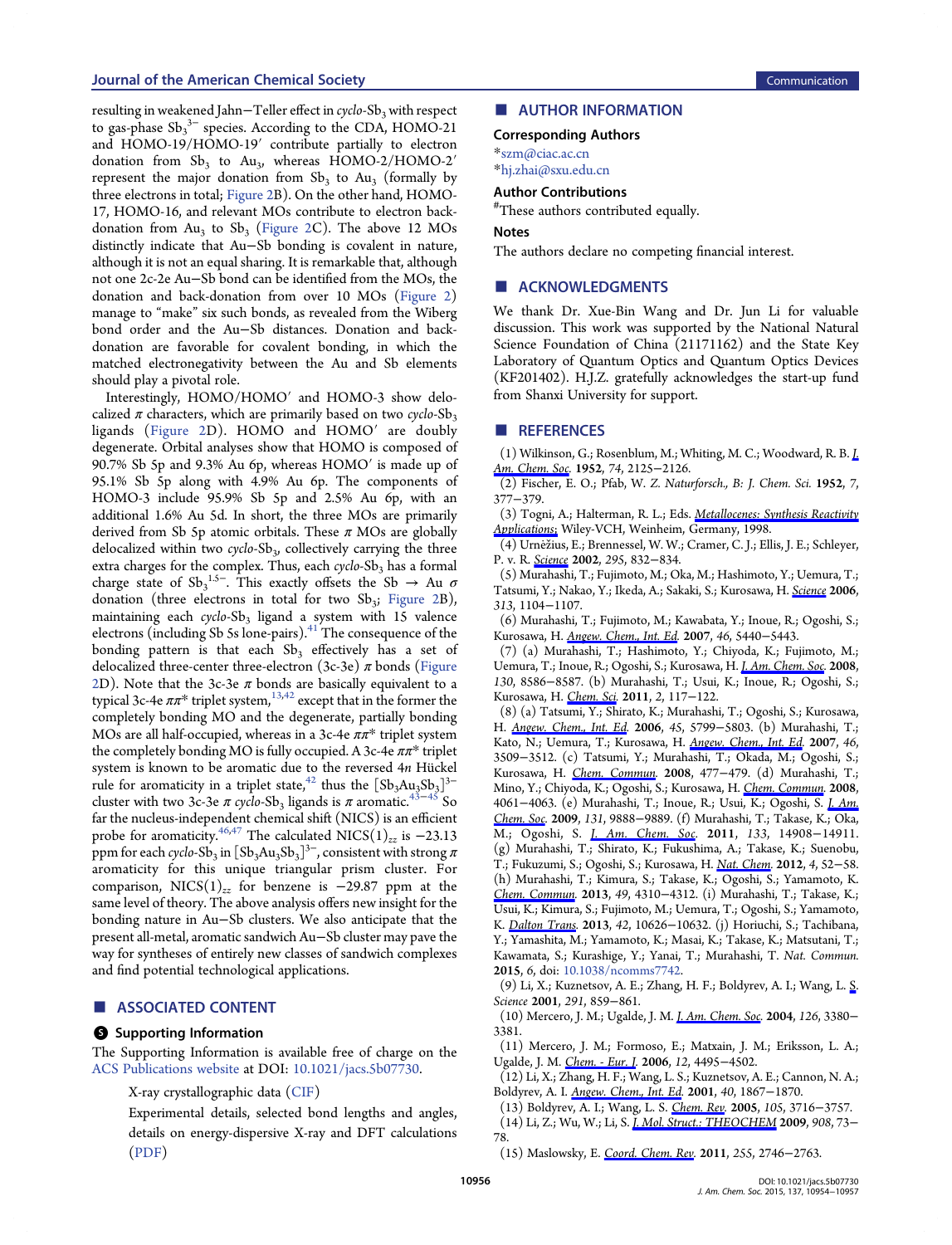resulting in weakened Jahn−Teller effect in *cyclo*-$Sb_3$ with respect to gas-phase $Sb_3^{3-}$ species. According to the CDA, HOMO-21 and HOMO-19/HOMO-19′ contribute partially to electron donation from $Sb_3$ to $Au_3$, whereas HOMO-2/HOMO-2′ represent the major donation from $Sb_3$ to $Au_3$ (formally by three electrons in total; Figure 2B). On the other hand, HOMO-17, HOMO-16, and relevant MOs contribute to electron back-donation from $Au_3$ to $Sb_3$ (Figure 2C). The above 12 MOs distinctly indicate that Au−Sb bonding is covalent in nature, although it is not an equal sharing. It is remarkable that, although not one 2c-2e Au−Sb bond can be identified from the MOs, the donation and back-donation from over 10 MOs (Figure 2) manage to "make" six such bonds, as revealed from the Wiberg bond order and the Au−Sb distances. Donation and back-donation are favorable for covalent bonding, in which the matched electronegativity between the Au and Sb elements should play a pivotal role.

Interestingly, HOMO/HOMO′ and HOMO-3 show delocalized π characters, which are primarily based on two *cyclo*-$Sb_3$ ligands (Figure 2D). HOMO and HOMO′ are doubly degenerate. Orbital analyses show that HOMO is composed of 90.7% Sb 5p and 9.3% Au 6p, whereas HOMO′ is made up of 95.1% Sb 5p along with 4.9% Au 6p. The components of HOMO-3 include 95.9% Sb 5p and 2.5% Au 6p, with an additional 1.6% Au 5d. In short, the three MOs are primarily derived from Sb 5p atomic orbitals. These π MOs are globally delocalized within two *cyclo*-$Sb_3$, collectively carrying the three extra charges for the complex. Thus, each *cyclo*-$Sb_3$ has a formal charge state of $Sb_3^{1.5-}$. This exactly offsets the Sb → Au σ donation (three electrons in total for two $Sb_3$; Figure 2B), maintaining each *cyclo*-$Sb_3$ ligand a system with 15 valence electrons (including Sb 5s lone-pairs).[41] The consequence of the bonding pattern is that each $Sb_3$ effectively has a set of delocalized three-center three-electron (3c-3e) π bonds (Figure 2D). Note that the 3c-3e π bonds are basically equivalent to a typical 3c-4e ππ* triplet system,[13,42] except that in the former the completely bonding MO and the degenerate, partially bonding MOs are all half-occupied, whereas in a 3c-4e ππ* triplet system the completely bonding MO is fully occupied. A 3c-4e ππ* triplet system is known to be aromatic due to the reversed 4*n* Hückel rule for aromaticity in a triplet state,[42] thus the $[Sb_3Au_3Sb_3]^{3-}$ cluster with two 3c-3e π *cyclo*-$Sb_3$ ligands is π aromatic.[43−45] So far the nucleus-independent chemical shift (NICS) is an efficient probe for aromaticity.[46,47] The calculated $NICS(1)_{zz}$ is −23.13 ppm for each *cyclo*-$Sb_3$ in $[Sb_3Au_3Sb_3]^{3-}$, consistent with strong π aromaticity for this unique triangular prism cluster. For comparison, $NICS(1)_{zz}$ for benzene is −29.87 ppm at the same level of theory. The above analysis offers new insight for the bonding nature in Au−Sb clusters. We also anticipate that the present all-metal, aromatic sandwich Au−Sb cluster may pave the way for syntheses of entirely new classes of sandwich complexes and find potential technological applications.

## ■ ASSOCIATED CONTENT

### Supporting Information

The Supporting Information is available free of charge on the ACS Publications website at DOI: 10.1021/jacs.5b07730.

X-ray crystallographic data (CIF)

Experimental details, selected bond lengths and angles, details on energy-dispersive X-ray and DFT calculations (PDF)

## ■ AUTHOR INFORMATION

### Corresponding Authors

*szm@ciac.ac.cn

*hj.zhai@sxu.edu.cn

### Author Contributions

#These authors contributed equally.

### Notes

The authors declare no competing financial interest.

## ■ ACKNOWLEDGMENTS

We thank Dr. Xue-Bin Wang and Dr. Jun Li for valuable discussion. This work was supported by the National Natural Science Foundation of China (21171162) and the State Key Laboratory of Quantum Optics and Quantum Optics Devices (KF201402). H.J.Z. gratefully acknowledges the start-up fund from Shanxi University for support.

## ■ REFERENCES

(1) Wilkinson, G.; Rosenblum, M.; Whiting, M. C.; Woodward, R. B. *J. Am. Chem. Soc.* **1952**, *74*, 2125−2126.

(2) Fischer, E. O.; Pfab, W. *Z. Naturforsch., B: J. Chem. Sci.* **1952**, *7*, 377−379.

(3) Togni, A.; Halterman, R. L.; Eds. *Metallocenes: Synthesis Reactivity Applications*; Wiley-VCH, Weinheim, Germany, 1998.

(4) Urnėžius, E.; Brennessel, W. W.; Cramer, C. J.; Ellis, J. E.; Schleyer, P. v. R. *Science* **2002**, *295*, 832−834.

(5) Murahashi, T.; Fujimoto, M.; Oka, M.; Hashimoto, Y.; Uemura, T.; Tatsumi, Y.; Nakao, Y.; Ikeda, A.; Sakaki, S.; Kurosawa, H. *Science* **2006**, *313*, 1104−1107.

(6) Murahashi, T.; Fujimoto, M.; Kawabata, Y.; Inoue, R.; Ogoshi, S.; Kurosawa, H. *Angew. Chem., Int. Ed.* **2007**, *46*, 5440−5443.

(7) (a) Murahashi, T.; Hashimoto, Y.; Chiyoda, K.; Fujimoto, M.; Uemura, T.; Inoue, R.; Ogoshi, S.; Kurosawa, H. *J. Am. Chem. Soc.* **2008**, *130*, 8586−8587. (b) Murahashi, T.; Usui, K.; Inoue, R.; Ogoshi, S.; Kurosawa, H. *Chem. Sci.* **2011**, *2*, 117−122.

(8) (a) Tatsumi, Y.; Shirato, K.; Murahashi, T.; Ogoshi, S.; Kurosawa, H. *Angew. Chem., Int. Ed.* **2006**, *45*, 5799−5803. (b) Murahashi, T.; Kato, N.; Uemura, T.; Kurosawa, H. *Angew. Chem., Int. Ed.* **2007**, *46*, 3509−3512. (c) Tatsumi, Y.; Murahashi, T.; Okada, M.; Ogoshi, S.; Kurosawa, H. *Chem. Commun.* **2008**, 477−479. (d) Murahashi, T.; Mino, Y.; Chiyoda, K.; Ogoshi, S.; Kurosawa, H. *Chem. Commun.* **2008**, 4061−4063. (e) Murahashi, T.; Inoue, R.; Usui, K.; Ogoshi, S. *J. Am. Chem. Soc.* **2009**, *131*, 9888−9889. (f) Murahashi, T.; Takase, K.; Oka, M.; Ogoshi, S. *J. Am. Chem. Soc.* **2011**, *133*, 14908−14911. (g) Murahashi, T.; Shirato, K.; Fukushima, A.; Takase, K.; Suenobu, T.; Fukuzumi, S.; Ogoshi, S.; Kurosawa, H. *Nat. Chem.* **2012**, *4*, 52−58. (h) Murahashi, T.; Kimura, S.; Takase, K.; Ogoshi, S.; Yamamoto, K. *Chem. Commun.* **2013**, *49*, 4310−4312. (i) Murahashi, T.; Takase, K.; Usui, K.; Kimura, S.; Fujimoto, M.; Uemura, T.; Ogoshi, S.; Yamamoto, K. *Dalton Trans.* **2013**, *42*, 10626−10632. (j) Horiuchi, S.; Tachibana, Y.; Yamashita, M.; Yamamoto, K.; Masai, K.; Takase, K.; Matsutani, T.; Kawamata, S.; Kurashige, Y.; Yanai, T.; Murahashi, T. *Nat. Commun.* **2015**, *6*, doi: 10.1038/ncomms7742.

(9) Li, X.; Kuznetsov, A. E.; Zhang, H. F.; Boldyrev, A. I.; Wang, L. S. *Science* **2001**, *291*, 859−861.

(10) Mercero, J. M.; Ugalde, J. M. *J. Am. Chem. Soc.* **2004**, *126*, 3380−3381.

(11) Mercero, J. M.; Formoso, E.; Matxain, J. M.; Eriksson, L. A.; Ugalde, J. M. *Chem. - Eur. J.* **2006**, *12*, 4495−4502.

(12) Li, X.; Zhang, H. F.; Wang, L. S.; Kuznetsov, A. E.; Cannon, N. A.; Boldyrev, A. I. *Angew. Chem., Int. Ed.* **2001**, *40*, 1867−1870.

(13) Boldyrev, A. I.; Wang, L. S. *Chem. Rev.* **2005**, *105*, 3716−3757.

(14) Li, Z.; Wu, W.; Li, S. *J. Mol. Struct.: THEOCHEM* **2009**, *908*, 73−78.

(15) Maslowsky, E. *Coord. Chem. Rev.* **2011**, *255*, 2746−2763.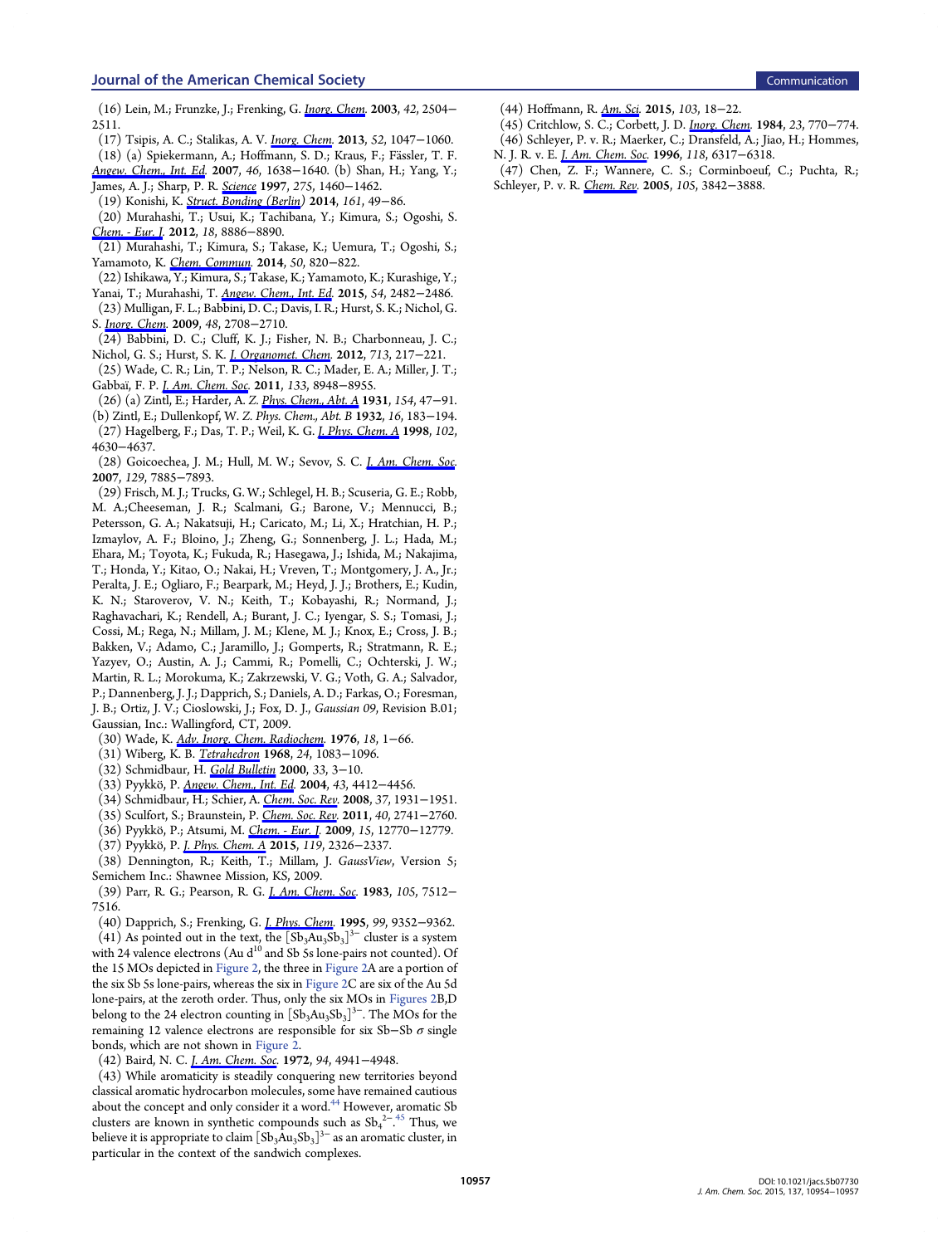(16) Lein, M.; Frunzke, J.; Frenking, G. *Inorg. Chem.* **2003**, *42*, 2504−2511.

(17) Tsipis, A. C.; Stalikas, A. V. *Inorg. Chem.* **2013**, *52*, 1047−1060.

(18) (a) Spiekermann, A.; Hoffmann, S. D.; Kraus, F.; Fässler, T. F. *Angew. Chem., Int. Ed.* **2007**, *46*, 1638−1640. (b) Shan, H.; Yang, Y.; James, A. J.; Sharp, P. R. *Science* **1997**, *275*, 1460−1462.

(19) Konishi, K. *Struct. Bonding (Berlin)* **2014**, *161*, 49−86.

(20) Murahashi, T.; Usui, K.; Tachibana, Y.; Kimura, S.; Ogoshi, S. *Chem. - Eur. J.* **2012**, *18*, 8886−8890.

(21) Murahashi, T.; Kimura, S.; Takase, K.; Uemura, T.; Ogoshi, S.; Yamamoto, K. *Chem. Commun.* **2014**, *50*, 820−822.

(22) Ishikawa, Y.; Kimura, S.; Takase, K.; Yamamoto, K.; Kurashige, Y.; Yanai, T.; Murahashi, T. *Angew. Chem., Int. Ed.* **2015**, *54*, 2482−2486.

(23) Mulligan, F. L.; Babbini, D. C.; Davis, I. R.; Hurst, S. K.; Nichol, G. S. *Inorg. Chem.* **2009**, *48*, 2708−2710.

(24) Babbini, D. C.; Cluff, K. J.; Fisher, N. B.; Charbonneau, J. C.; Nichol, G. S.; Hurst, S. K. *J. Organomet. Chem.* **2012**, *713*, 217−221.

(25) Wade, C. R.; Lin, T. P.; Nelson, R. C.; Mader, E. A.; Miller, J. T.; Gabbaï, F. P. *J. Am. Chem. Soc.* **2011**, *133*, 8948−8955.

(26) (a) Zintl, E.; Harder, A. *Z. Phys. Chem., Abt. A* **1931**, *154*, 47−91. (b) Zintl, E.; Dullenkopf, W. *Z. Phys. Chem., Abt. B* **1932**, *16*, 183−194.

(27) Hagelberg, F.; Das, T. P.; Weil, K. G. *J. Phys. Chem. A* **1998**, *102*, 4630−4637.

(28) Goicoechea, J. M.; Hull, M. W.; Sevov, S. C. *J. Am. Chem. Soc.* **2007**, *129*, 7885−7893.

(29) Frisch, M. J.; Trucks, G. W.; Schlegel, H. B.; Scuseria, G. E.; Robb, M. A.;Cheeseman, J. R.; Scalmani, G.; Barone, V.; Mennucci, B.; Petersson, G. A.; Nakatsuji, H.; Caricato, M.; Li, X.; Hratchian, H. P.; Izmaylov, A. F.; Bloino, J.; Zheng, G.; Sonnenberg, J. L.; Hada, M.; Ehara, M.; Toyota, K.; Fukuda, R.; Hasegawa, J.; Ishida, M.; Nakajima, T.; Honda, Y.; Kitao, O.; Nakai, H.; Vreven, T.; Montgomery, J. A., Jr.; Peralta, J. E.; Ogliaro, F.; Bearpark, M.; Heyd, J. J.; Brothers, E.; Kudin, K. N.; Staroverov, V. N.; Keith, T.; Kobayashi, R.; Normand, J.; Raghavachari, K.; Rendell, A.; Burant, J. C.; Iyengar, S. S.; Tomasi, J.; Cossi, M.; Rega, N.; Millam, J. M.; Klene, M. J.; Knox, E.; Cross, J. B.; Bakken, V.; Adamo, C.; Jaramillo, J.; Gomperts, R.; Stratmann, R. E.; Yazyev, O.; Austin, A. J.; Cammi, R.; Pomelli, C.; Ochterski, J. W.; Martin, R. L.; Morokuma, K.; Zakrzewski, V. G.; Voth, G. A.; Salvador, P.; Dannenberg, J. J.; Dapprich, S.; Daniels, A. D.; Farkas, O.; Foresman, J. B.; Ortiz, J. V.; Cioslowski, J.; Fox, D. J., *Gaussian 09*, Revision B.01; Gaussian, Inc.: Wallingford, CT, 2009.

(30) Wade, K. *Adv. Inorg. Chem. Radiochem.* **1976**, *18*, 1−66.

(31) Wiberg, K. B. *Tetrahedron* **1968**, *24*, 1083−1096.

(32) Schmidbaur, H. *Gold Bulletin* **2000**, *33*, 3−10.

(33) Pyykkö, P. *Angew. Chem., Int. Ed.* **2004**, *43*, 4412−4456.

(34) Schmidbaur, H.; Schier, A. *Chem. Soc. Rev.* **2008**, *37*, 1931−1951.

(35) Sculfort, S.; Braunstein, P. *Chem. Soc. Rev.* **2011**, *40*, 2741−2760.

(36) Pyykkö, P.; Atsumi, M. *Chem. - Eur. J.* **2009**, *15*, 12770−12779.

(37) Pyykkö, P. *J. Phys. Chem. A* **2015**, *119*, 2326−2337.

(38) Dennington, R.; Keith, T.; Millam, J. *GaussView*, Version 5; Semichem Inc.: Shawnee Mission, KS, 2009.

(39) Parr, R. G.; Pearson, R. G. *J. Am. Chem. Soc.* **1983**, *105*, 7512−7516.

(40) Dapprich, S.; Frenking, G. *J. Phys. Chem.* **1995**, *99*, 9352−9362.

(41) As pointed out in the text, the $[Sb_3Au_3Sb_3]^{3-}$ cluster is a system with 24 valence electrons (Au $d^{10}$ and Sb 5s lone-pairs not counted). Of the 15 MOs depicted in Figure 2, the three in Figure 2A are a portion of the six Sb 5s lone-pairs, whereas the six in Figure 2C are six of the Au 5d lone-pairs, at the zeroth order. Thus, only the six MOs in Figures 2B,D belong to the 24 electron counting in $[Sb_3Au_3Sb_3]^{3-}$. The MOs for the remaining 12 valence electrons are responsible for six Sb−Sb $\sigma$ single bonds, which are not shown in Figure 2.

(42) Baird, N. C. *J. Am. Chem. Soc.* **1972**, *94*, 4941−4948.

(43) While aromaticity is steadily conquering new territories beyond classical aromatic hydrocarbon molecules, some have remained cautious about the concept and only consider it a word.[44] However, aromatic Sb clusters are known in synthetic compounds such as $Sb_4^{2-}$.[45] Thus, we believe it is appropriate to claim $[Sb_3Au_3Sb_3]^{3-}$ as an aromatic cluster, in particular in the context of the sandwich complexes.

(44) Hoffmann, R. *Am. Sci.* **2015**, *103*, 18−22.

(45) Critchlow, S. C.; Corbett, J. D. *Inorg. Chem.* **1984**, *23*, 770−774.

(46) Schleyer, P. v. R.; Maerker, C.; Dransfeld, A.; Jiao, H.; Hommes, N. J. R. v. E. *J. Am. Chem. Soc.* **1996**, *118*, 6317−6318.

(47) Chen, Z. F.; Wannere, C. S.; Corminboeuf, C.; Puchta, R.; Schleyer, P. v. R. *Chem. Rev.* **2005**, *105*, 3842−3888.